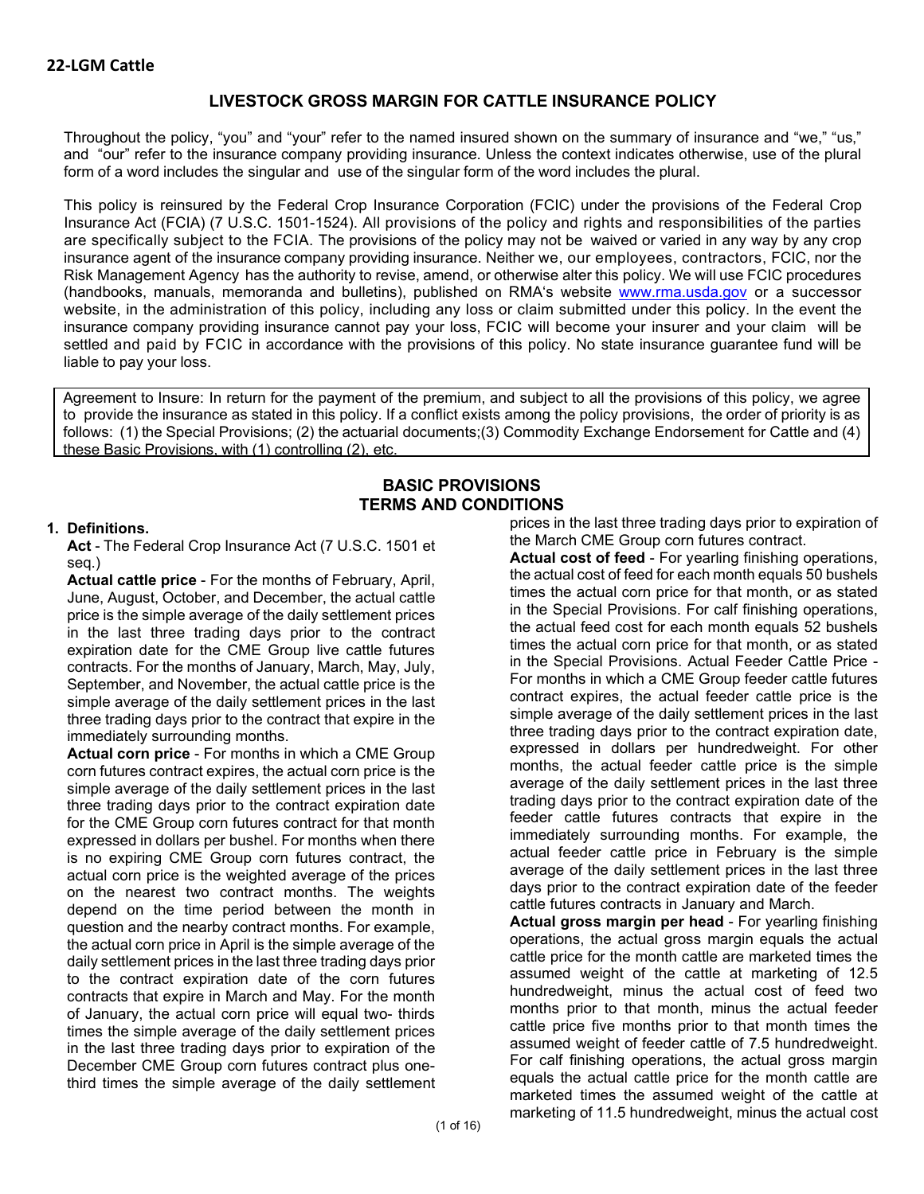## 22-LGM Cattle

# LIVESTOCK GROSS MARGIN FOR CATTLE INSURANCE POLICY

Throughout the policy, "you" and "your" refer to the named insured shown on the summary of insurance and "we," "us," and "our" refer to the insurance company providing insurance. Unless the context indicates otherwise, use of the plural form of a word includes the singular and use of the singular form of the word includes the plural.

This policy is reinsured by the Federal Crop Insurance Corporation (FCIC) under the provisions of the Federal Crop Insurance Act (FCIA) (7 U.S.C. 1501-1524). All provisions of the policy and rights and responsibilities of the parties are specifically subject to the FCIA. The provisions of the policy may not be waived or varied in any way by any crop insurance agent of the insurance company providing insurance. Neither we, our employees, contractors, FCIC, nor the Risk Management Agency has the authority to revise, amend, or otherwise alter this policy. We will use FCIC procedures (handbooks, manuals, memoranda and bulletins), published on RMA's website www.rma.usda.gov or a successor website, in the administration of this policy, including any loss or claim submitted under this policy. In the event the insurance company providing insurance cannot pay your loss, FCIC will become your insurer and your claim will be settled and paid by FCIC in accordance with the provisions of this policy. No state insurance guarantee fund will be liable to pay your loss.

Agreement to Insure: In return for the payment of the premium, and subject to all the provisions of this policy, we agree to provide the insurance as stated in this policy. If a conflict exists among the policy provisions, the order of priority is as follows: (1) the Special Provisions; (2) the actuarial documents;(3) Commodity Exchange Endorsement for Cattle and (4) these Basic Provisions, with (1) controlling (2), etc.

## BASIC PROVISIONS TERMS AND CONDITIONS

**1. Definitions.**

**Act** - The Federal Crop Insurance Act (7 U.S.C. 1501 et seq.)

**Actual cattle price** - For the months of February, April, June, August, October, and December, the actual cattle price is the simple average of the daily settlement prices in the last three trading days prior to the contract expiration date for the CME Group live cattle futures contracts. For the months of January, March, May, July, September, and November, the actual cattle price is the simple average of the daily settlement prices in the last three trading days prior to the contract that expire in the immediately surrounding months.

**Actual corn price** - For months in which a CME Group corn futures contract expires, the actual corn price is the simple average of the daily settlement prices in the last three trading days prior to the contract expiration date for the CME Group corn futures contract for that month expressed in dollars per bushel. For months when there is no expiring CME Group corn futures contract, the actual corn price is the weighted average of the prices on the nearest two contract months. The weights depend on the time period between the month in question and the nearby contract months. For example, the actual corn price in April is the simple average of the daily settlement prices in the last three trading days prior to the contract expiration date of the corn futures contracts that expire in March and May. For the month of January, the actual corn price will equal two- thirds times the simple average of the daily settlement prices in the last three trading days prior to expiration of the December CME Group corn futures contract plus one-third times the simple average of the daily settlement prices in the last three trading days prior to expiration of the March CME Group corn futures contract.

**Actual cost of feed** - For yearling finishing operations, the actual cost of feed for each month equals 50 bushels times the actual corn price for that month, or as stated in the Special Provisions. For calf finishing operations, the actual feed cost for each month equals 52 bushels times the actual corn price for that month, or as stated in the Special Provisions. Actual Feeder Cattle Price - For months in which a CME Group feeder cattle futures contract expires, the actual feeder cattle price is the simple average of the daily settlement prices in the last three trading days prior to the contract expiration date, expressed in dollars per hundredweight. For other months, the actual feeder cattle price is the simple average of the daily settlement prices in the last three trading days prior to the contract expiration date of the feeder cattle futures contracts that expire in the immediately surrounding months. For example, the actual feeder cattle price in February is the simple average of the daily settlement prices in the last three days prior to the contract expiration date of the feeder cattle futures contracts in January and March.

**Actual gross margin per head** - For yearling finishing operations, the actual gross margin equals the actual cattle price for the month cattle are marketed times the assumed weight of the cattle at marketing of 12.5 hundredweight, minus the actual cost of feed two months prior to that month, minus the actual feeder cattle price five months prior to that month times the assumed weight of feeder cattle of 7.5 hundredweight. For calf finishing operations, the actual gross margin equals the actual cattle price for the month cattle are marketed times the assumed weight of the cattle at marketing of 11.5 hundredweight, minus the actual cost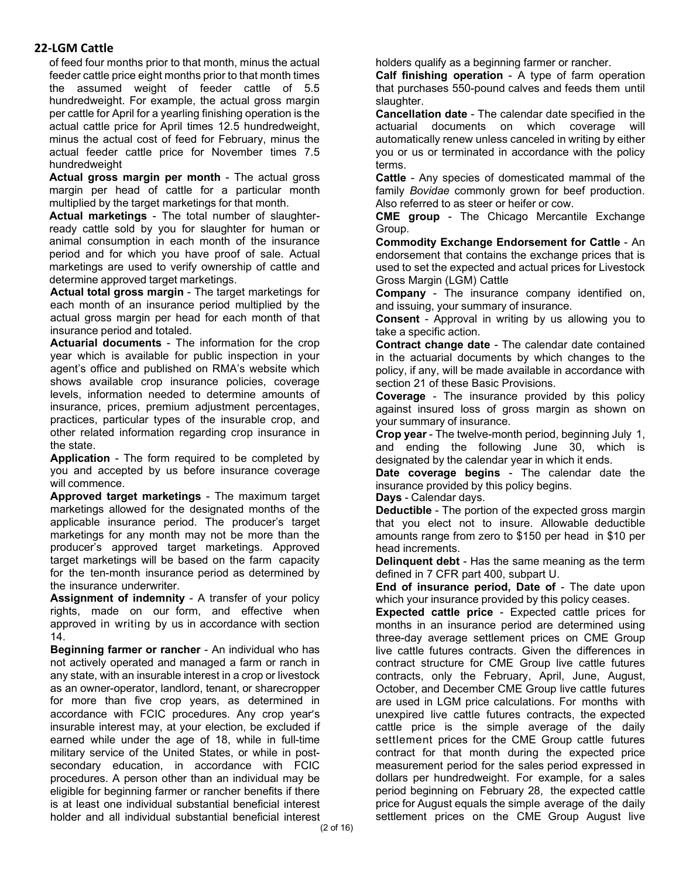of feed four months prior to that month, minus the actual feeder cattle price eight months prior to that month times the assumed weight of feeder cattle of 5.5 hundredweight. For example, the actual gross margin per cattle for April for a yearling finishing operation is the actual cattle price for April times 12.5 hundredweight, minus the actual cost of feed for February, minus the actual feeder cattle price for November times 7.5 hundredweight

**Actual gross margin per month** - The actual gross margin per head of cattle for a particular month multiplied by the target marketings for that month.

**Actual marketings** - The total number of slaughter-ready cattle sold by you for slaughter for human or animal consumption in each month of the insurance period and for which you have proof of sale. Actual marketings are used to verify ownership of cattle and determine approved target marketings.

**Actual total gross margin** - The target marketings for each month of an insurance period multiplied by the actual gross margin per head for each month of that insurance period and totaled.

**Actuarial documents** - The information for the crop year which is available for public inspection in your agent's office and published on RMA's website which shows available crop insurance policies, coverage levels, information needed to determine amounts of insurance, prices, premium adjustment percentages, practices, particular types of the insurable crop, and other related information regarding crop insurance in the state.

**Application** - The form required to be completed by you and accepted by us before insurance coverage will commence.

**Approved target marketings** - The maximum target marketings allowed for the designated months of the applicable insurance period. The producer's target marketings for any month may not be more than the producer's approved target marketings. Approved target marketings will be based on the farm capacity for the ten-month insurance period as determined by the insurance underwriter.

**Assignment of indemnity** - A transfer of your policy rights, made on our form, and effective when approved in writing by us in accordance with section 14.

**Beginning farmer or rancher** - An individual who has not actively operated and managed a farm or ranch in any state, with an insurable interest in a crop or livestock as an owner-operator, landlord, tenant, or sharecropper for more than five crop years, as determined in accordance with FCIC procedures. Any crop year's insurable interest may, at your election, be excluded if earned while under the age of 18, while in full-time military service of the United States, or while in post-secondary education, in accordance with FCIC procedures. A person other than an individual may be eligible for beginning farmer or rancher benefits if there is at least one individual substantial beneficial interest holder and all individual substantial beneficial interest holders qualify as a beginning farmer or rancher.

**Calf finishing operation** - A type of farm operation that purchases 550-pound calves and feeds them until slaughter.

**Cancellation date** - The calendar date specified in the actuarial documents on which coverage will automatically renew unless canceled in writing by either you or us or terminated in accordance with the policy terms.

**Cattle** - Any species of domesticated mammal of the family *Bovidae* commonly grown for beef production. Also referred to as steer or heifer or cow.

**CME group** - The Chicago Mercantile Exchange Group.

**Commodity Exchange Endorsement for Cattle** - An endorsement that contains the exchange prices that is used to set the expected and actual prices for Livestock Gross Margin (LGM) Cattle

**Company** - The insurance company identified on, and issuing, your summary of insurance.

**Consent** - Approval in writing by us allowing you to take a specific action.

**Contract change date** - The calendar date contained in the actuarial documents by which changes to the policy, if any, will be made available in accordance with section 21 of these Basic Provisions.

**Coverage** - The insurance provided by this policy against insured loss of gross margin as shown on your summary of insurance.

**Crop year** - The twelve-month period, beginning July 1, and ending the following June 30, which is designated by the calendar year in which it ends.

**Date coverage begins** - The calendar date the insurance provided by this policy begins.

**Days** - Calendar days.

**Deductible** - The portion of the expected gross margin that you elect not to insure. Allowable deductible amounts range from zero to $150 per head in $10 per head increments.

**Delinquent debt** - Has the same meaning as the term defined in 7 CFR part 400, subpart U.

**End of insurance period, Date of** - The date upon which your insurance provided by this policy ceases.

**Expected cattle price** - Expected cattle prices for months in an insurance period are determined using three-day average settlement prices on CME Group live cattle futures contracts. Given the differences in contract structure for CME Group live cattle futures contracts, only the February, April, June, August, October, and December CME Group live cattle futures are used in LGM price calculations. For months with unexpired live cattle futures contracts, the expected cattle price is the simple average of the daily settlement prices for the CME Group cattle futures contract for that month during the expected price measurement period for the sales period expressed in dollars per hundredweight. For example, for a sales period beginning on February 28, the expected cattle price for August equals the simple average of the daily settlement prices on the CME Group August live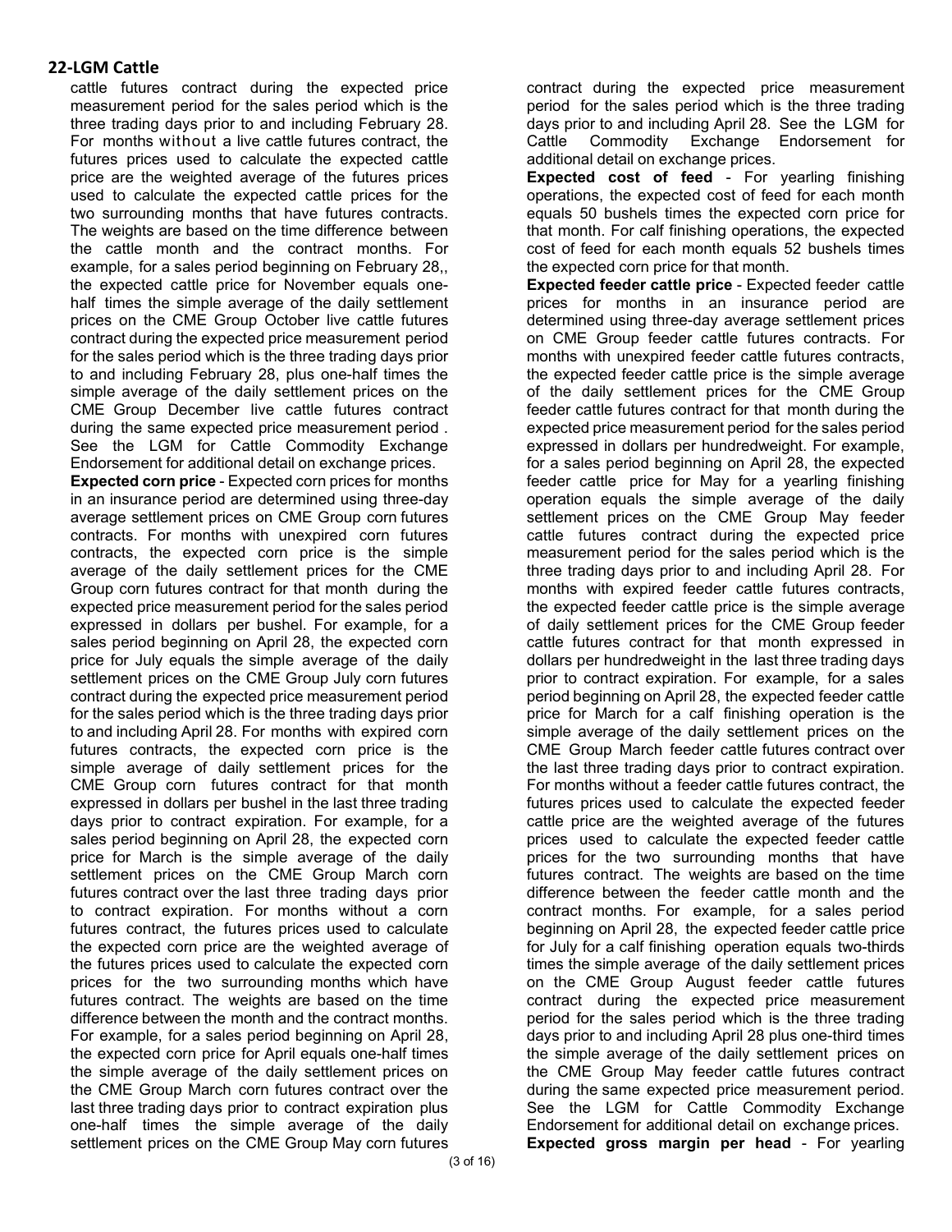## 22-LGM Cattle

cattle futures contract during the expected price measurement period for the sales period which is the three trading days prior to and including February 28. For months without a live cattle futures contract, the futures prices used to calculate the expected cattle price are the weighted average of the futures prices used to calculate the expected cattle prices for the two surrounding months that have futures contracts. The weights are based on the time difference between the cattle month and the contract months. For example, for a sales period beginning on February 28,, the expected cattle price for November equals one-half times the simple average of the daily settlement prices on the CME Group October live cattle futures contract during the expected price measurement period for the sales period which is the three trading days prior to and including February 28, plus one-half times the simple average of the daily settlement prices on the CME Group December live cattle futures contract during the same expected price measurement period . See the LGM for Cattle Commodity Exchange Endorsement for additional detail on exchange prices.

**Expected corn price** - Expected corn prices for months in an insurance period are determined using three-day average settlement prices on CME Group corn futures contracts. For months with unexpired corn futures contracts, the expected corn price is the simple average of the daily settlement prices for the CME Group corn futures contract for that month during the expected price measurement period for the sales period expressed in dollars per bushel. For example, for a sales period beginning on April 28, the expected corn price for July equals the simple average of the daily settlement prices on the CME Group July corn futures contract during the expected price measurement period for the sales period which is the three trading days prior to and including April 28. For months with expired corn futures contracts, the expected corn price is the simple average of daily settlement prices for the CME Group corn futures contract for that month expressed in dollars per bushel in the last three trading days prior to contract expiration. For example, for a sales period beginning on April 28, the expected corn price for March is the simple average of the daily settlement prices on the CME Group March corn futures contract over the last three trading days prior to contract expiration. For months without a corn futures contract, the futures prices used to calculate the expected corn price are the weighted average of the futures prices used to calculate the expected corn prices for the two surrounding months which have futures contract. The weights are based on the time difference between the month and the contract months. For example, for a sales period beginning on April 28, the expected corn price for April equals one-half times the simple average of the daily settlement prices on the CME Group March corn futures contract over the last three trading days prior to contract expiration plus one-half times the simple average of the daily settlement prices on the CME Group May corn futures contract during the expected price measurement period for the sales period which is the three trading days prior to and including April 28. See the LGM for Cattle Commodity Exchange Endorsement for additional detail on exchange prices.

**Expected cost of feed** - For yearling finishing operations, the expected cost of feed for each month equals 50 bushels times the expected corn price for that month. For calf finishing operations, the expected cost of feed for each month equals 52 bushels times the expected corn price for that month.

**Expected feeder cattle price** - Expected feeder cattle prices for months in an insurance period are determined using three-day average settlement prices on CME Group feeder cattle futures contracts. For months with unexpired feeder cattle futures contracts, the expected feeder cattle price is the simple average of the daily settlement prices for the CME Group feeder cattle futures contract for that month during the expected price measurement period for the sales period expressed in dollars per hundredweight. For example, for a sales period beginning on April 28, the expected feeder cattle price for May for a yearling finishing operation equals the simple average of the daily settlement prices on the CME Group May feeder cattle futures contract during the expected price measurement period for the sales period which is the three trading days prior to and including April 28. For months with expired feeder cattle futures contracts, the expected feeder cattle price is the simple average of daily settlement prices for the CME Group feeder cattle futures contract for that month expressed in dollars per hundredweight in the last three trading days prior to contract expiration. For example, for a sales period beginning on April 28, the expected feeder cattle price for March for a calf finishing operation is the simple average of the daily settlement prices on the CME Group March feeder cattle futures contract over the last three trading days prior to contract expiration. For months without a feeder cattle futures contract, the futures prices used to calculate the expected feeder cattle price are the weighted average of the futures prices used to calculate the expected feeder cattle prices for the two surrounding months that have futures contract. The weights are based on the time difference between the feeder cattle month and the contract months. For example, for a sales period beginning on April 28, the expected feeder cattle price for July for a calf finishing operation equals two-thirds times the simple average of the daily settlement prices on the CME Group August feeder cattle futures contract during the expected price measurement period for the sales period which is the three trading days prior to and including April 28 plus one-third times the simple average of the daily settlement prices on the CME Group May feeder cattle futures contract during the same expected price measurement period. See the LGM for Cattle Commodity Exchange Endorsement for additional detail on exchange prices.

**Expected gross margin per head** - For yearling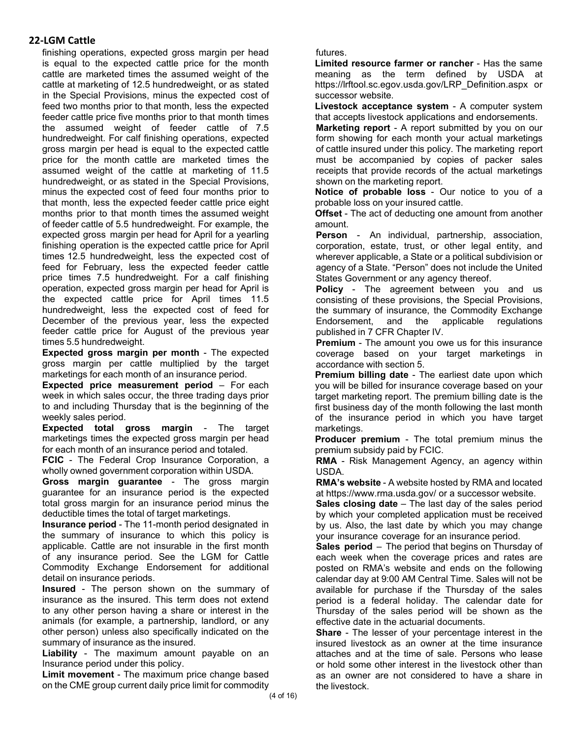finishing operations, expected gross margin per head is equal to the expected cattle price for the month cattle are marketed times the assumed weight of the cattle at marketing of 12.5 hundredweight, or as stated in the Special Provisions, minus the expected cost of feed two months prior to that month, less the expected feeder cattle price five months prior to that month times the assumed weight of feeder cattle of 7.5 hundredweight. For calf finishing operations, expected gross margin per head is equal to the expected cattle price for the month cattle are marketed times the assumed weight of the cattle at marketing of 11.5 hundredweight, or as stated in the Special Provisions, minus the expected cost of feed four months prior to that month, less the expected feeder cattle price eight months prior to that month times the assumed weight of feeder cattle of 5.5 hundredweight. For example, the expected gross margin per head for April for a yearling finishing operation is the expected cattle price for April times 12.5 hundredweight, less the expected cost of feed for February, less the expected feeder cattle price times 7.5 hundredweight. For a calf finishing operation, expected gross margin per head for April is the expected cattle price for April times 11.5 hundredweight, less the expected cost of feed for December of the previous year, less the expected feeder cattle price for August of the previous year times 5.5 hundredweight.

**Expected gross margin per month** - The expected gross margin per cattle multiplied by the target marketings for each month of an insurance period.

**Expected price measurement period** – For each week in which sales occur, the three trading days prior to and including Thursday that is the beginning of the weekly sales period.

**Expected total gross margin** - The target marketings times the expected gross margin per head for each month of an insurance period and totaled.

**FCIC** - The Federal Crop Insurance Corporation, a wholly owned government corporation within USDA.

**Gross margin guarantee** - The gross margin guarantee for an insurance period is the expected total gross margin for an insurance period minus the deductible times the total of target marketings.

**Insurance period** - The 11-month period designated in the summary of insurance to which this policy is applicable. Cattle are not insurable in the first month of any insurance period. See the LGM for Cattle Commodity Exchange Endorsement for additional detail on insurance periods.

**Insured** - The person shown on the summary of insurance as the insured. This term does not extend to any other person having a share or interest in the animals (for example, a partnership, landlord, or any other person) unless also specifically indicated on the summary of insurance as the insured.

**Liability** - The maximum amount payable on an Insurance period under this policy.

**Limit movement** - The maximum price change based on the CME group current daily price limit for commodity futures.

**Limited resource farmer or rancher** - Has the same meaning as the term defined by USDA at https://lrftool.sc.egov.usda.gov/LRP_Definition.aspx or successor website.

**Livestock acceptance system** - A computer system that accepts livestock applications and endorsements.

**Marketing report** - A report submitted by you on our form showing for each month your actual marketings of cattle insured under this policy. The marketing report must be accompanied by copies of packer sales receipts that provide records of the actual marketings shown on the marketing report.

**Notice of probable loss** - Our notice to you of a probable loss on your insured cattle.

**Offset** - The act of deducting one amount from another amount.

**Person** - An individual, partnership, association, corporation, estate, trust, or other legal entity, and wherever applicable, a State or a political subdivision or agency of a State. "Person" does not include the United States Government or any agency thereof.

**Policy** - The agreement between you and us consisting of these provisions, the Special Provisions, the summary of insurance, the Commodity Exchange Endorsement, and the applicable regulations published in 7 CFR Chapter IV.

**Premium** - The amount you owe us for this insurance coverage based on your target marketings in accordance with section 5.

**Premium billing date** - The earliest date upon which you will be billed for insurance coverage based on your target marketing report. The premium billing date is the first business day of the month following the last month of the insurance period in which you have target marketings.

**Producer premium** - The total premium minus the premium subsidy paid by FCIC.

**RMA** - Risk Management Agency, an agency within USDA.

**RMA's website** - A website hosted by RMA and located at https://www.rma.usda.gov/ or a successor website.

**Sales closing date** – The last day of the sales period by which your completed application must be received by us. Also, the last date by which you may change your insurance coverage for an insurance period.

**Sales period** – The period that begins on Thursday of each week when the coverage prices and rates are posted on RMA's website and ends on the following calendar day at 9:00 AM Central Time. Sales will not be available for purchase if the Thursday of the sales period is a federal holiday. The calendar date for Thursday of the sales period will be shown as the effective date in the actuarial documents.

**Share** - The lesser of your percentage interest in the insured livestock as an owner at the time insurance attaches and at the time of sale. Persons who lease or hold some other interest in the livestock other than as an owner are not considered to have a share in the livestock.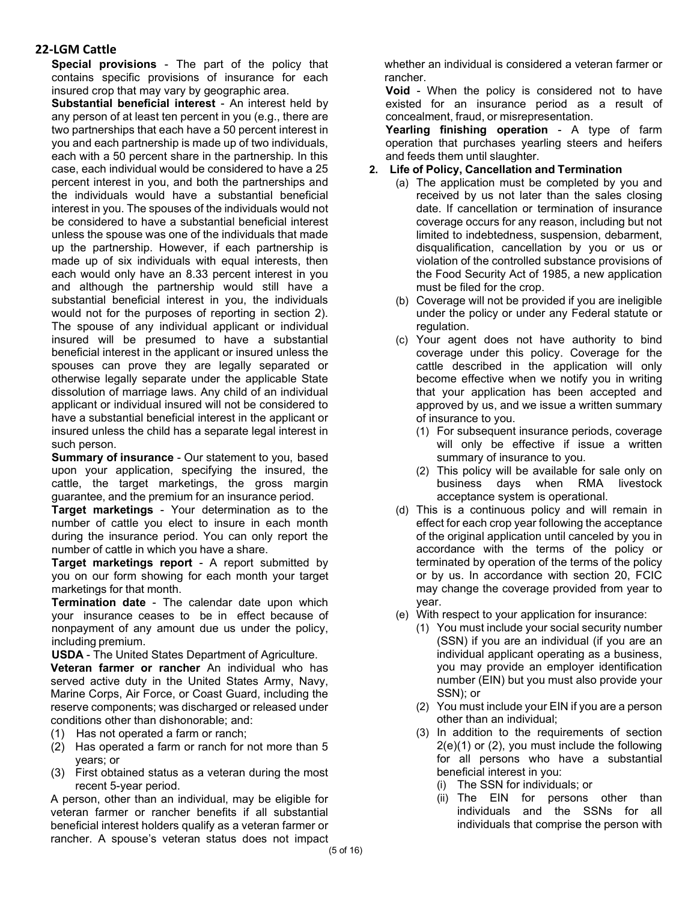## 22-LGM Cattle

**Special provisions** - The part of the policy that contains specific provisions of insurance for each insured crop that may vary by geographic area.

**Substantial beneficial interest** - An interest held by any person of at least ten percent in you (e.g., there are two partnerships that each have a 50 percent interest in you and each partnership is made up of two individuals, each with a 50 percent share in the partnership. In this case, each individual would be considered to have a 25 percent interest in you, and both the partnerships and the individuals would have a substantial beneficial interest in you. The spouses of the individuals would not be considered to have a substantial beneficial interest unless the spouse was one of the individuals that made up the partnership. However, if each partnership is made up of six individuals with equal interests, then each would only have an 8.33 percent interest in you and although the partnership would still have a substantial beneficial interest in you, the individuals would not for the purposes of reporting in section 2). The spouse of any individual applicant or individual insured will be presumed to have a substantial beneficial interest in the applicant or insured unless the spouses can prove they are legally separated or otherwise legally separate under the applicable State dissolution of marriage laws. Any child of an individual applicant or individual insured will not be considered to have a substantial beneficial interest in the applicant or insured unless the child has a separate legal interest in such person.

**Summary of insurance** - Our statement to you, based upon your application, specifying the insured, the cattle, the target marketings, the gross margin guarantee, and the premium for an insurance period.

**Target marketings** - Your determination as to the number of cattle you elect to insure in each month during the insurance period. You can only report the number of cattle in which you have a share.

**Target marketings report** - A report submitted by you on our form showing for each month your target marketings for that month.

**Termination date** - The calendar date upon which your insurance ceases to be in effect because of nonpayment of any amount due us under the policy, including premium.

**USDA** - The United States Department of Agriculture.

**Veteran farmer or rancher** An individual who has served active duty in the United States Army, Navy, Marine Corps, Air Force, or Coast Guard, including the reserve components; was discharged or released under conditions other than dishonorable; and:

(1) Has not operated a farm or ranch;

(2) Has operated a farm or ranch for not more than 5 years; or

(3) First obtained status as a veteran during the most recent 5-year period.

A person, other than an individual, may be eligible for veteran farmer or rancher benefits if all substantial beneficial interest holders qualify as a veteran farmer or rancher. A spouse's veteran status does not impact whether an individual is considered a veteran farmer or rancher.

**Void** - When the policy is considered not to have existed for an insurance period as a result of concealment, fraud, or misrepresentation.

**Yearling finishing operation** - A type of farm operation that purchases yearling steers and heifers and feeds them until slaughter.

**2. Life of Policy, Cancellation and Termination**

(a) The application must be completed by you and received by us not later than the sales closing date. If cancellation or termination of insurance coverage occurs for any reason, including but not limited to indebtedness, suspension, debarment, disqualification, cancellation by you or us or violation of the controlled substance provisions of the Food Security Act of 1985, a new application must be filed for the crop.

(b) Coverage will not be provided if you are ineligible under the policy or under any Federal statute or regulation.

(c) Your agent does not have authority to bind coverage under this policy. Coverage for the cattle described in the application will only become effective when we notify you in writing that your application has been accepted and approved by us, and we issue a written summary of insurance to you.

  (1) For subsequent insurance periods, coverage will only be effective if issue a written summary of insurance to you.

  (2) This policy will be available for sale only on business days when RMA livestock acceptance system is operational.

(d) This is a continuous policy and will remain in effect for each crop year following the acceptance of the original application until canceled by you in accordance with the terms of the policy or terminated by operation of the terms of the policy or by us. In accordance with section 20, FCIC may change the coverage provided from year to year.

(e) With respect to your application for insurance:

  (1) You must include your social security number (SSN) if you are an individual (if you are an individual applicant operating as a business, you may provide an employer identification number (EIN) but you must also provide your SSN); or

  (2) You must include your EIN if you are a person other than an individual;

  (3) In addition to the requirements of section 2(e)(1) or (2), you must include the following for all persons who have a substantial beneficial interest in you:

    (i) The SSN for individuals; or

    (ii) The EIN for persons other than individuals and the SSNs for all individuals that comprise the person with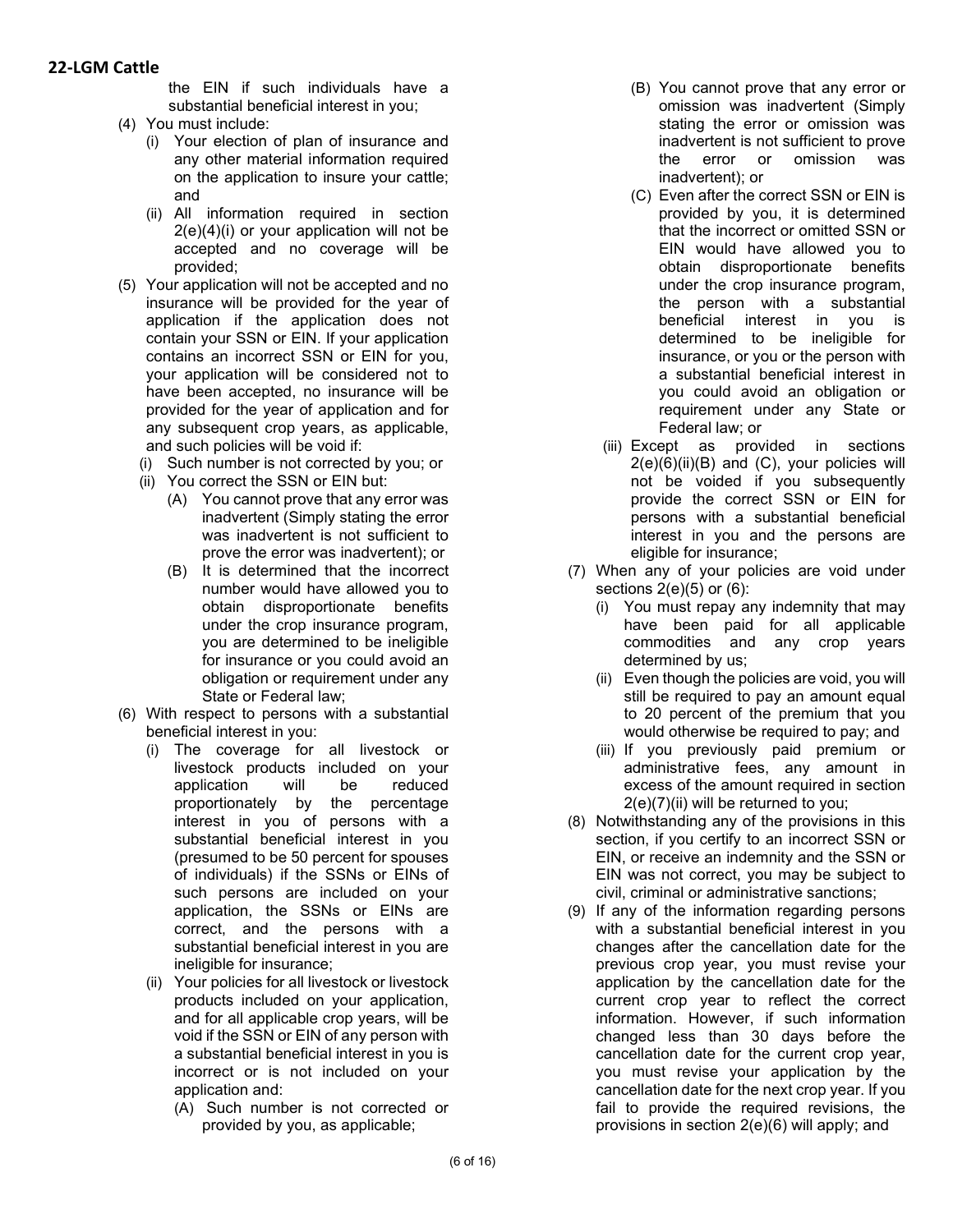the EIN if such individuals have a substantial beneficial interest in you;

(4) You must include:

  (i) Your election of plan of insurance and any other material information required on the application to insure your cattle; and

  (ii) All information required in section 2(e)(4)(i) or your application will not be accepted and no coverage will be provided;

(5) Your application will not be accepted and no insurance will be provided for the year of application if the application does not contain your SSN or EIN. If your application contains an incorrect SSN or EIN for you, your application will be considered not to have been accepted, no insurance will be provided for the year of application and for any subsequent crop years, as applicable, and such policies will be void if:

  (i) Such number is not corrected by you; or

  (ii) You correct the SSN or EIN but:

    (A) You cannot prove that any error was inadvertent (Simply stating the error was inadvertent is not sufficient to prove the error was inadvertent); or

    (B) It is determined that the incorrect number would have allowed you to obtain disproportionate benefits under the crop insurance program, you are determined to be ineligible for insurance or you could avoid an obligation or requirement under any State or Federal law;

(6) With respect to persons with a substantial beneficial interest in you:

  (i) The coverage for all livestock or livestock products included on your application will be reduced proportionately by the percentage interest in you of persons with a substantial beneficial interest in you (presumed to be 50 percent for spouses of individuals) if the SSNs or EINs of such persons are included on your application, the SSNs or EINs are correct, and the persons with a substantial beneficial interest in you are ineligible for insurance;

  (ii) Your policies for all livestock or livestock products included on your application, and for all applicable crop years, will be void if the SSN or EIN of any person with a substantial beneficial interest in you is incorrect or is not included on your application and:

    (A) Such number is not corrected or provided by you, as applicable;

    (B) You cannot prove that any error or omission was inadvertent (Simply stating the error or omission was inadvertent is not sufficient to prove the error or omission was inadvertent); or

    (C) Even after the correct SSN or EIN is provided by you, it is determined that the incorrect or omitted SSN or EIN would have allowed you to obtain disproportionate benefits under the crop insurance program, the person with a substantial beneficial interest in you is determined to be ineligible for insurance, or you or the person with a substantial beneficial interest in you could avoid an obligation or requirement under any State or Federal law; or

  (iii) Except as provided in sections 2(e)(6)(ii)(B) and (C), your policies will not be voided if you subsequently provide the correct SSN or EIN for persons with a substantial beneficial interest in you and the persons are eligible for insurance;

(7) When any of your policies are void under sections 2(e)(5) or (6):

  (i) You must repay any indemnity that may have been paid for all applicable commodities and any crop years determined by us;

  (ii) Even though the policies are void, you will still be required to pay an amount equal to 20 percent of the premium that you would otherwise be required to pay; and

  (iii) If you previously paid premium or administrative fees, any amount in excess of the amount required in section 2(e)(7)(ii) will be returned to you;

(8) Notwithstanding any of the provisions in this section, if you certify to an incorrect SSN or EIN, or receive an indemnity and the SSN or EIN was not correct, you may be subject to civil, criminal or administrative sanctions;

(9) If any of the information regarding persons with a substantial beneficial interest in you changes after the cancellation date for the previous crop year, you must revise your application by the cancellation date for the current crop year to reflect the correct information. However, if such information changed less than 30 days before the cancellation date for the current crop year, you must revise your application by the cancellation date for the next crop year. If you fail to provide the required revisions, the provisions in section 2(e)(6) will apply; and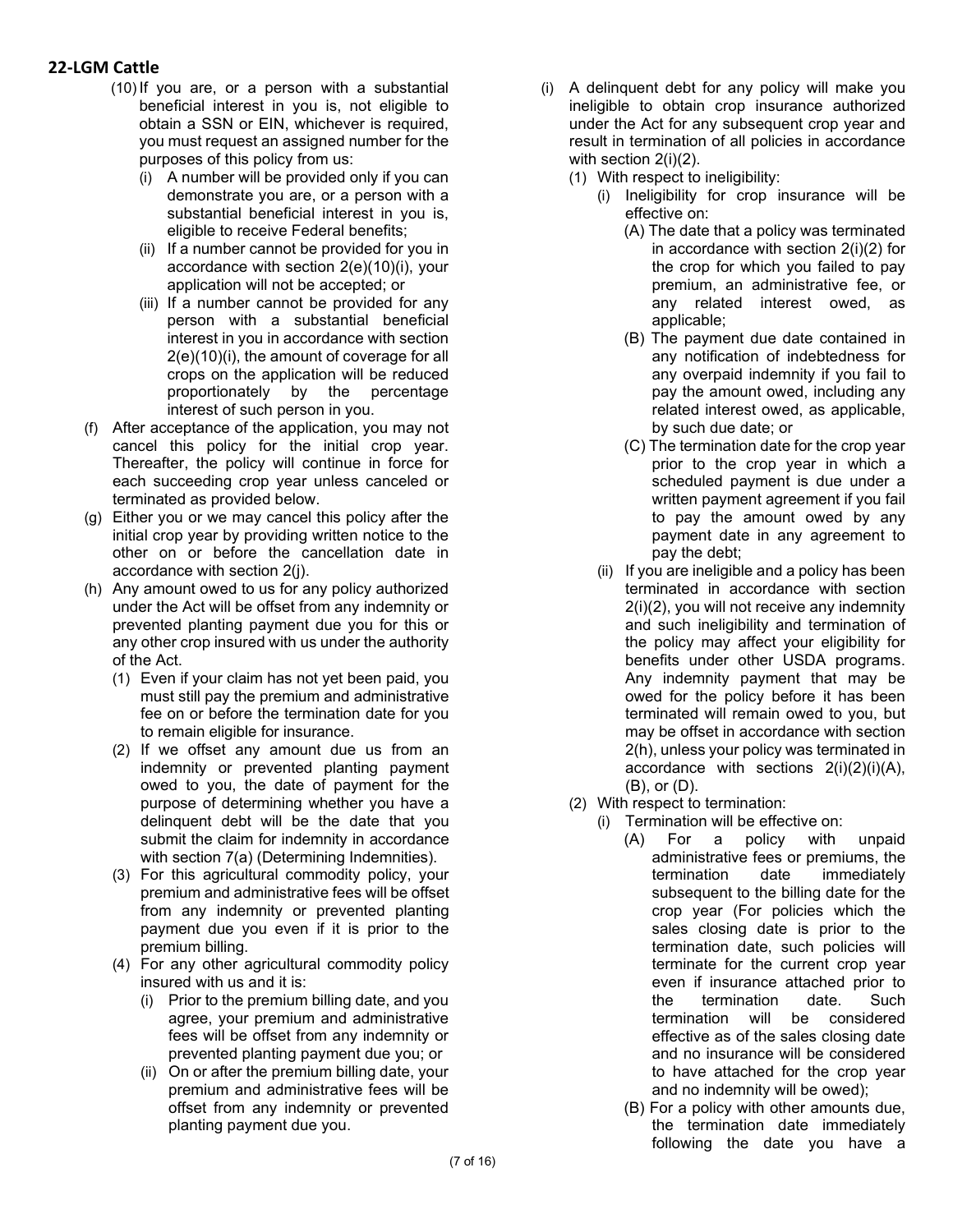## 22-LGM Cattle

(10) If you are, or a person with a substantial beneficial interest in you is, not eligible to obtain a SSN or EIN, whichever is required, you must request an assigned number for the purposes of this policy from us:

(i) A number will be provided only if you can demonstrate you are, or a person with a substantial beneficial interest in you is, eligible to receive Federal benefits;

(ii) If a number cannot be provided for you in accordance with section 2(e)(10)(i), your application will not be accepted; or

(iii) If a number cannot be provided for any person with a substantial beneficial interest in you in accordance with section 2(e)(10)(i), the amount of coverage for all crops on the application will be reduced proportionately by the percentage interest of such person in you.

(f) After acceptance of the application, you may not cancel this policy for the initial crop year. Thereafter, the policy will continue in force for each succeeding crop year unless canceled or terminated as provided below.

(g) Either you or we may cancel this policy after the initial crop year by providing written notice to the other on or before the cancellation date in accordance with section 2(j).

(h) Any amount owed to us for any policy authorized under the Act will be offset from any indemnity or prevented planting payment due you for this or any other crop insured with us under the authority of the Act.

(1) Even if your claim has not yet been paid, you must still pay the premium and administrative fee on or before the termination date for you to remain eligible for insurance.

(2) If we offset any amount due us from an indemnity or prevented planting payment owed to you, the date of payment for the purpose of determining whether you have a delinquent debt will be the date that you submit the claim for indemnity in accordance with section 7(a) (Determining Indemnities).

(3) For this agricultural commodity policy, your premium and administrative fees will be offset from any indemnity or prevented planting payment due you even if it is prior to the premium billing.

(4) For any other agricultural commodity policy insured with us and it is:

(i) Prior to the premium billing date, and you agree, your premium and administrative fees will be offset from any indemnity or prevented planting payment due you; or

(ii) On or after the premium billing date, your premium and administrative fees will be offset from any indemnity or prevented planting payment due you.

(i) A delinquent debt for any policy will make you ineligible to obtain crop insurance authorized under the Act for any subsequent crop year and result in termination of all policies in accordance with section 2(i)(2).

(1) With respect to ineligibility:

(i) Ineligibility for crop insurance will be effective on:

(A) The date that a policy was terminated in accordance with section 2(i)(2) for the crop for which you failed to pay premium, an administrative fee, or any related interest owed, as applicable;

(B) The payment due date contained in any notification of indebtedness for any overpaid indemnity if you fail to pay the amount owed, including any related interest owed, as applicable, by such due date; or

(C) The termination date for the crop year prior to the crop year in which a scheduled payment is due under a written payment agreement if you fail to pay the amount owed by any payment date in any agreement to pay the debt;

(ii) If you are ineligible and a policy has been terminated in accordance with section 2(i)(2), you will not receive any indemnity and such ineligibility and termination of the policy may affect your eligibility for benefits under other USDA programs. Any indemnity payment that may be owed for the policy before it has been terminated will remain owed to you, but may be offset in accordance with section 2(h), unless your policy was terminated in accordance with sections 2(i)(2)(i)(A), (B), or (D).

(2) With respect to termination:

(i) Termination will be effective on:

(A) For a policy with unpaid administrative fees or premiums, the termination date immediately subsequent to the billing date for the crop year (For policies which the sales closing date is prior to the termination date, such policies will terminate for the current crop year even if insurance attached prior to the termination date. Such termination will be considered effective as of the sales closing date and no insurance will be considered to have attached for the crop year and no indemnity will be owed);

(B) For a policy with other amounts due, the termination date immediately following the date you have a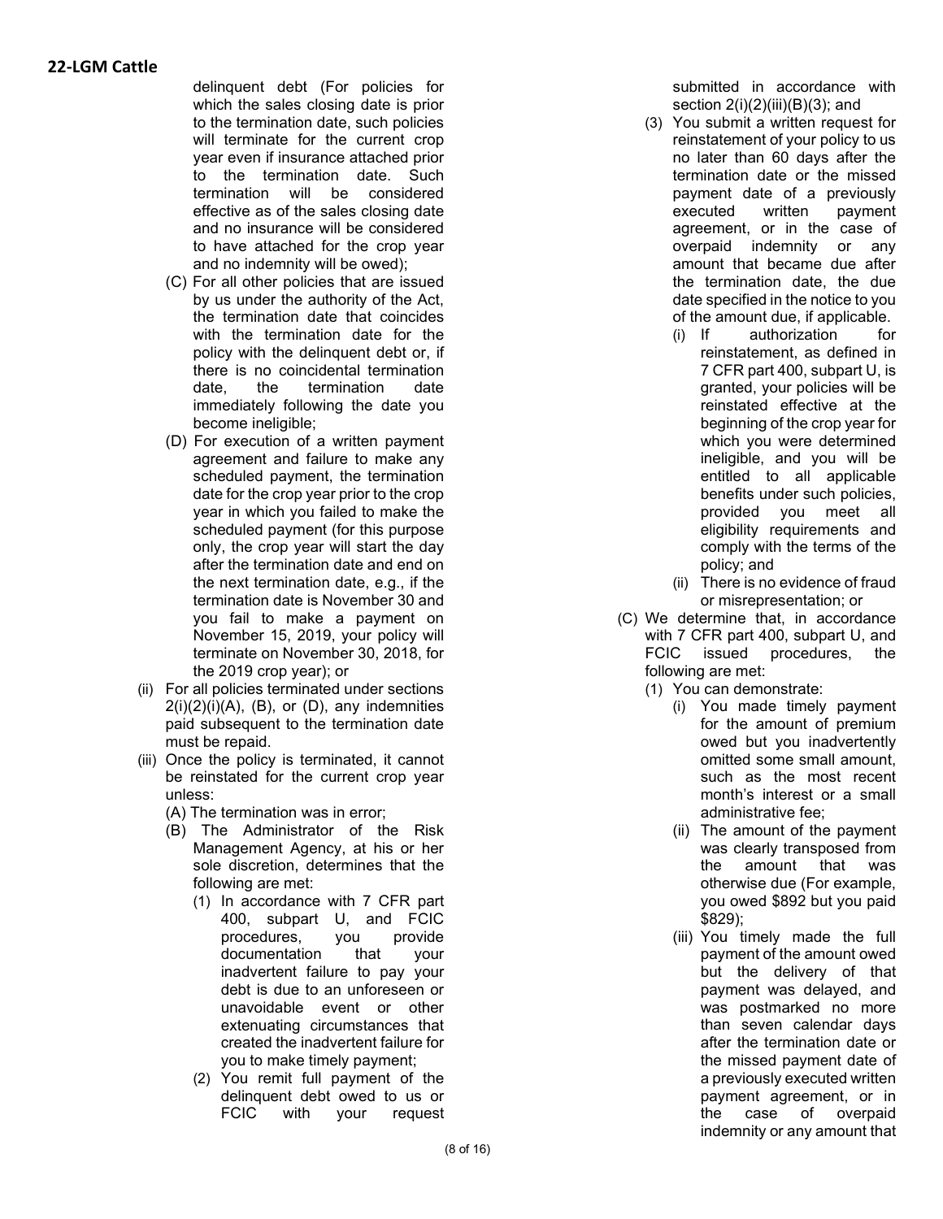delinquent debt (For policies for which the sales closing date is prior to the termination date, such policies will terminate for the current crop year even if insurance attached prior to the termination date. Such termination will be considered effective as of the sales closing date and no insurance will be considered to have attached for the crop year and no indemnity will be owed);

(C) For all other policies that are issued by us under the authority of the Act, the termination date that coincides with the termination date for the policy with the delinquent debt or, if there is no coincidental termination date, the termination date immediately following the date you become ineligible;

(D) For execution of a written payment agreement and failure to make any scheduled payment, the termination date for the crop year prior to the crop year in which you failed to make the scheduled payment (for this purpose only, the crop year will start the day after the termination date and end on the next termination date, e.g., if the termination date is November 30 and you fail to make a payment on November 15, 2019, your policy will terminate on November 30, 2018, for the 2019 crop year); or

(ii) For all policies terminated under sections 2(i)(2)(i)(A), (B), or (D), any indemnities paid subsequent to the termination date must be repaid.

(iii) Once the policy is terminated, it cannot be reinstated for the current crop year unless:

(A) The termination was in error;

(B) The Administrator of the Risk Management Agency, at his or her sole discretion, determines that the following are met:

(1) In accordance with 7 CFR part 400, subpart U, and FCIC procedures, you provide documentation that your inadvertent failure to pay your debt is due to an unforeseen or unavoidable event or other extenuating circumstances that created the inadvertent failure for you to make timely payment;

(2) You remit full payment of the delinquent debt owed to us or FCIC with your request submitted in accordance with section 2(i)(2)(iii)(B)(3); and

(3) You submit a written request for reinstatement of your policy to us no later than 60 days after the termination date or the missed payment date of a previously executed written payment agreement, or in the case of overpaid indemnity or any amount that became due after the termination date, the due date specified in the notice to you of the amount due, if applicable.

(i) If authorization for reinstatement, as defined in 7 CFR part 400, subpart U, is granted, your policies will be reinstated effective at the beginning of the crop year for which you were determined ineligible, and you will be entitled to all applicable benefits under such policies, provided you meet all eligibility requirements and comply with the terms of the policy; and

(ii) There is no evidence of fraud or misrepresentation; or

(C) We determine that, in accordance with 7 CFR part 400, subpart U, and FCIC issued procedures, the following are met:

(1) You can demonstrate:

(i) You made timely payment for the amount of premium owed but you inadvertently omitted some small amount, such as the most recent month's interest or a small administrative fee;

(ii) The amount of the payment was clearly transposed from the amount that was otherwise due (For example, you owed $892 but you paid $829);

(iii) You timely made the full payment of the amount owed but the delivery of that payment was delayed, and was postmarked no more than seven calendar days after the termination date or the missed payment date of a previously executed written payment agreement, or in the case of overpaid indemnity or any amount that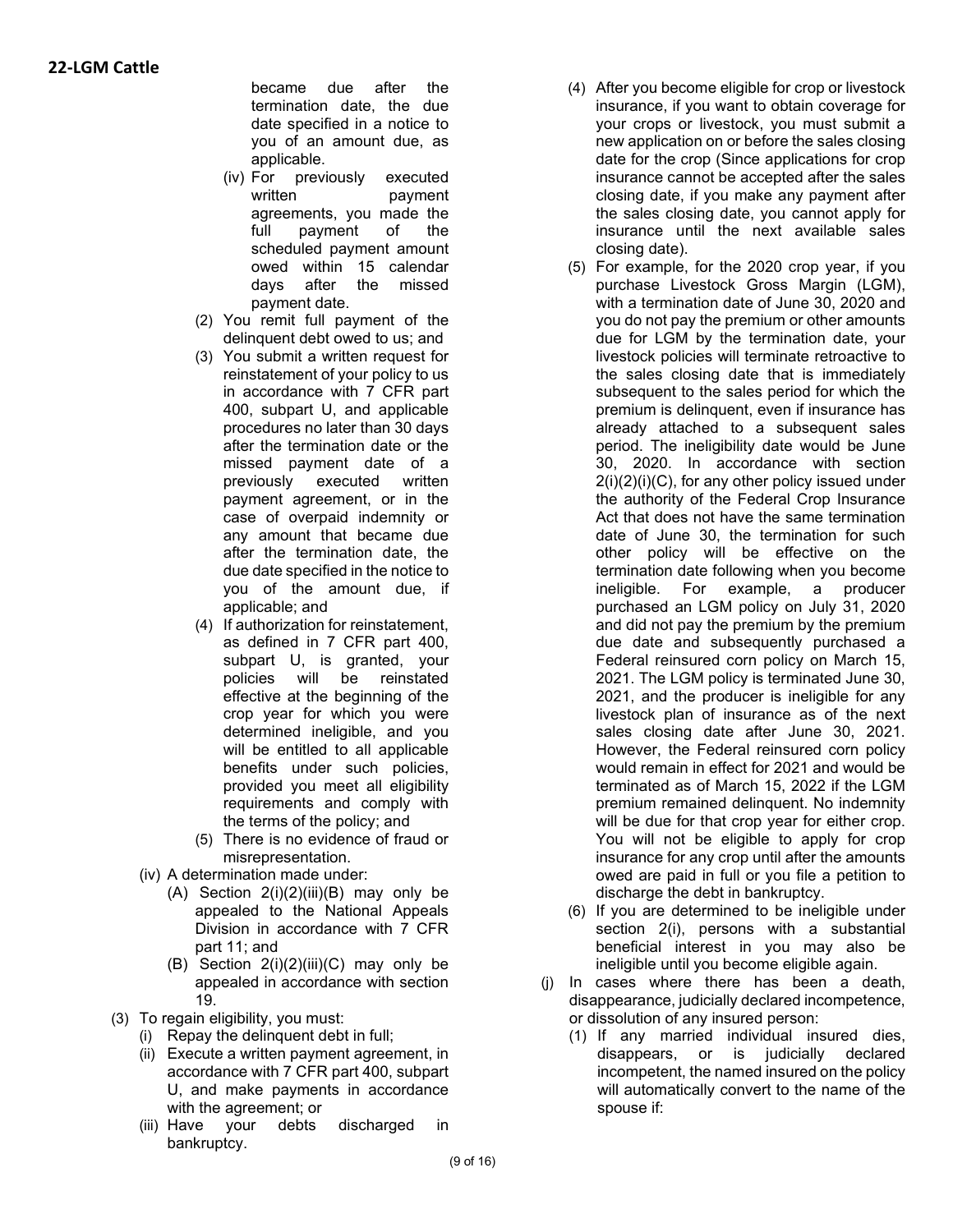became due after the termination date, the due date specified in a notice to you of an amount due, as applicable.

  - (iv) For previously executed written payment agreements, you made the full payment of the scheduled payment amount owed within 15 calendar days after the missed payment date.
- (2) You remit full payment of the delinquent debt owed to us; and
- (3) You submit a written request for reinstatement of your policy to us in accordance with 7 CFR part 400, subpart U, and applicable procedures no later than 30 days after the termination date or the missed payment date of a previously executed written payment agreement, or in the case of overpaid indemnity or any amount that became due after the termination date, the due date specified in the notice to you of the amount due, if applicable; and
- (4) If authorization for reinstatement, as defined in 7 CFR part 400, subpart U, is granted, your policies will be reinstated effective at the beginning of the crop year for which you were determined ineligible, and you will be entitled to all applicable benefits under such policies, provided you meet all eligibility requirements and comply with the terms of the policy; and
- (5) There is no evidence of fraud or misrepresentation.

(iv) A determination made under:

- (A) Section 2(i)(2)(iii)(B) may only be appealed to the National Appeals Division in accordance with 7 CFR part 11; and
- (B) Section 2(i)(2)(iii)(C) may only be appealed in accordance with section 19.

(3) To regain eligibility, you must:

- (i) Repay the delinquent debt in full;
- (ii) Execute a written payment agreement, in accordance with 7 CFR part 400, subpart U, and make payments in accordance with the agreement; or
- (iii) Have your debts discharged in bankruptcy.

(4) After you become eligible for crop or livestock insurance, if you want to obtain coverage for your crops or livestock, you must submit a new application on or before the sales closing date for the crop (Since applications for crop insurance cannot be accepted after the sales closing date, if you make any payment after the sales closing date, you cannot apply for insurance until the next available sales closing date).

(5) For example, for the 2020 crop year, if you purchase Livestock Gross Margin (LGM), with a termination date of June 30, 2020 and you do not pay the premium or other amounts due for LGM by the termination date, your livestock policies will terminate retroactive to the sales closing date that is immediately subsequent to the sales period for which the premium is delinquent, even if insurance has already attached to a subsequent sales period. The ineligibility date would be June 30, 2020. In accordance with section 2(i)(2)(i)(C), for any other policy issued under the authority of the Federal Crop Insurance Act that does not have the same termination date of June 30, the termination for such other policy will be effective on the termination date following when you become ineligible. For example, a producer purchased an LGM policy on July 31, 2020 and did not pay the premium by the premium due date and subsequently purchased a Federal reinsured corn policy on March 15, 2021. The LGM policy is terminated June 30, 2021, and the producer is ineligible for any livestock plan of insurance as of the next sales closing date after June 30, 2021. However, the Federal reinsured corn policy would remain in effect for 2021 and would be terminated as of March 15, 2022 if the LGM premium remained delinquent. No indemnity will be due for that crop year for either crop. You will not be eligible to apply for crop insurance for any crop until after the amounts owed are paid in full or you file a petition to discharge the debt in bankruptcy.

(6) If you are determined to be ineligible under section 2(i), persons with a substantial beneficial interest in you may also be ineligible until you become eligible again.

(j) In cases where there has been a death, disappearance, judicially declared incompetence, or dissolution of any insured person:

- (1) If any married individual insured dies, disappears, or is judicially declared incompetent, the named insured on the policy will automatically convert to the name of the spouse if: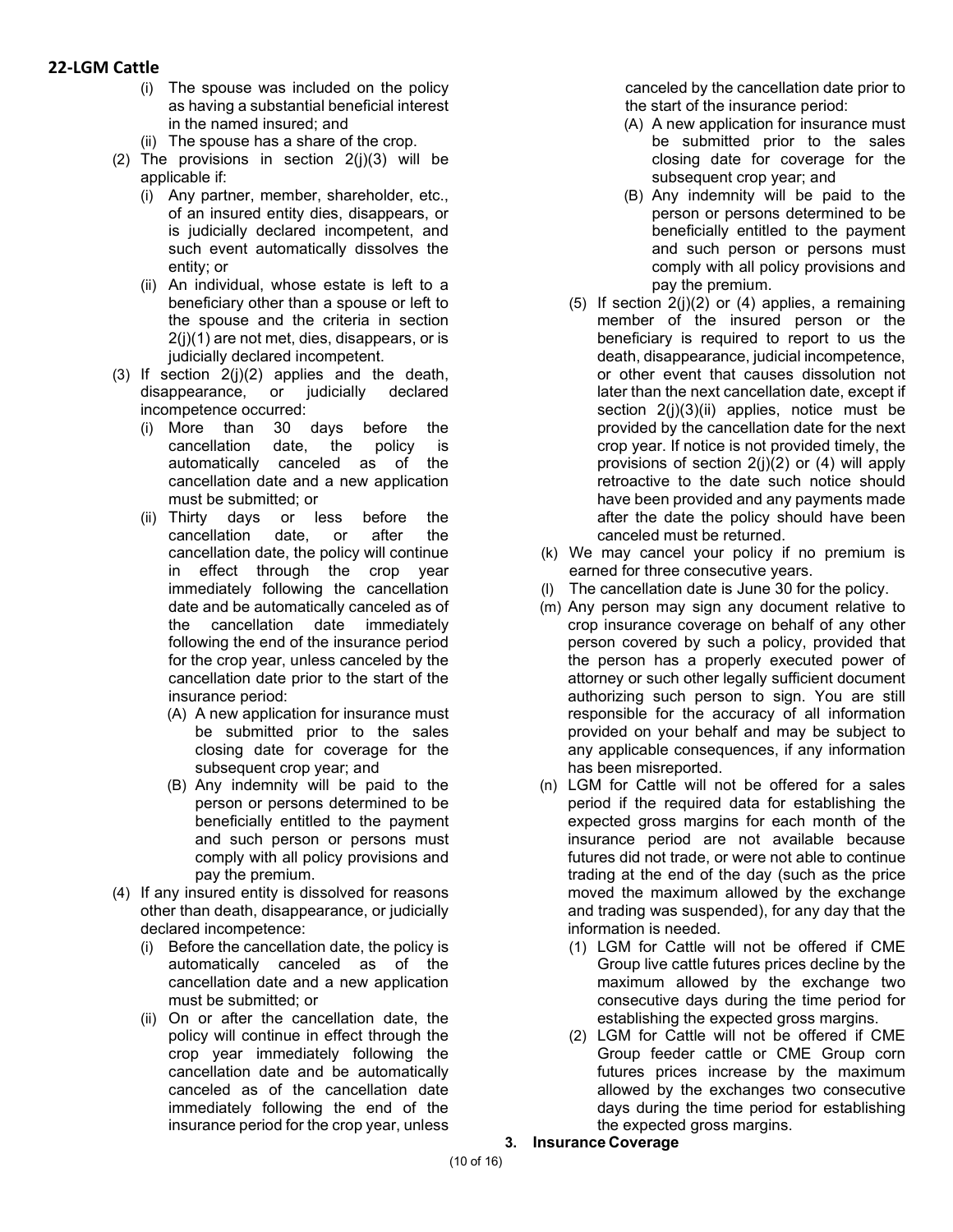(i) The spouse was included on the policy as having a substantial beneficial interest in the named insured; and

(ii) The spouse has a share of the crop.

(2) The provisions in section 2(j)(3) will be applicable if:

(i) Any partner, member, shareholder, etc., of an insured entity dies, disappears, or is judicially declared incompetent, and such event automatically dissolves the entity; or

(ii) An individual, whose estate is left to a beneficiary other than a spouse or left to the spouse and the criteria in section 2(j)(1) are not met, dies, disappears, or is judicially declared incompetent.

(3) If section 2(j)(2) applies and the death, disappearance, or judicially declared incompetence occurred:

(i) More than 30 days before the cancellation date, the policy is automatically canceled as of the cancellation date and a new application must be submitted; or

(ii) Thirty days or less before the cancellation date, or after the cancellation date, the policy will continue in effect through the crop year immediately following the cancellation date and be automatically canceled as of the cancellation date immediately following the end of the insurance period for the crop year, unless canceled by the cancellation date prior to the start of the insurance period:

(A) A new application for insurance must be submitted prior to the sales closing date for coverage for the subsequent crop year; and

(B) Any indemnity will be paid to the person or persons determined to be beneficially entitled to the payment and such person or persons must comply with all policy provisions and pay the premium.

(4) If any insured entity is dissolved for reasons other than death, disappearance, or judicially declared incompetence:

(i) Before the cancellation date, the policy is automatically canceled as of the cancellation date and a new application must be submitted; or

(ii) On or after the cancellation date, the policy will continue in effect through the crop year immediately following the cancellation date and be automatically canceled as of the cancellation date immediately following the end of the insurance period for the crop year, unless canceled by the cancellation date prior to the start of the insurance period:

(A) A new application for insurance must be submitted prior to the sales closing date for coverage for the subsequent crop year; and

(B) Any indemnity will be paid to the person or persons determined to be beneficially entitled to the payment and such person or persons must comply with all policy provisions and pay the premium.

(5) If section 2(j)(2) or (4) applies, a remaining member of the insured person or the beneficiary is required to report to us the death, disappearance, judicial incompetence, or other event that causes dissolution not later than the next cancellation date, except if section 2(j)(3)(ii) applies, notice must be provided by the cancellation date for the next crop year. If notice is not provided timely, the provisions of section 2(j)(2) or (4) will apply retroactive to the date such notice should have been provided and any payments made after the date the policy should have been canceled must be returned.

(k) We may cancel your policy if no premium is earned for three consecutive years.

(l) The cancellation date is June 30 for the policy.

(m) Any person may sign any document relative to crop insurance coverage on behalf of any other person covered by such a policy, provided that the person has a properly executed power of attorney or such other legally sufficient document authorizing such person to sign. You are still responsible for the accuracy of all information provided on your behalf and may be subject to any applicable consequences, if any information has been misreported.

(n) LGM for Cattle will not be offered for a sales period if the required data for establishing the expected gross margins for each month of the insurance period are not available because futures did not trade, or were not able to continue trading at the end of the day (such as the price moved the maximum allowed by the exchange and trading was suspended), for any day that the information is needed.

(1) LGM for Cattle will not be offered if CME Group live cattle futures prices decline by the maximum allowed by the exchange two consecutive days during the time period for establishing the expected gross margins.

(2) LGM for Cattle will not be offered if CME Group feeder cattle or CME Group corn futures prices increase by the maximum allowed by the exchanges two consecutive days during the time period for establishing the expected gross margins.

## 3. Insurance Coverage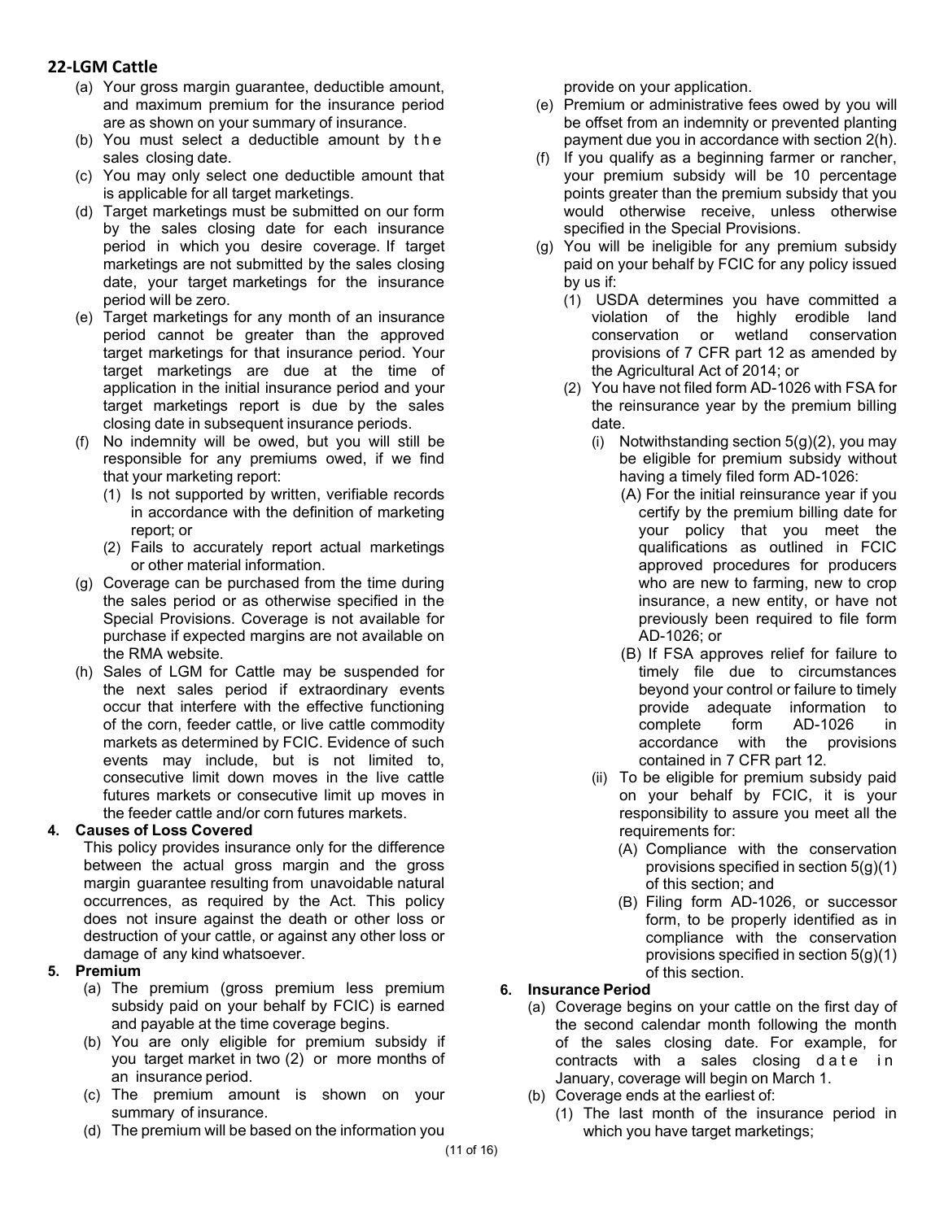## 22-LGM Cattle

(a) Your gross margin guarantee, deductible amount, and maximum premium for the insurance period are as shown on your summary of insurance.

(b) You must select a deductible amount by the sales closing date.

(c) You may only select one deductible amount that is applicable for all target marketings.

(d) Target marketings must be submitted on our form by the sales closing date for each insurance period in which you desire coverage. If target marketings are not submitted by the sales closing date, your target marketings for the insurance period will be zero.

(e) Target marketings for any month of an insurance period cannot be greater than the approved target marketings for that insurance period. Your target marketings are due at the time of application in the initial insurance period and your target marketings report is due by the sales closing date in subsequent insurance periods.

(f) No indemnity will be owed, but you will still be responsible for any premiums owed, if we find that your marketing report:

  (1) Is not supported by written, verifiable records in accordance with the definition of marketing report; or

  (2) Fails to accurately report actual marketings or other material information.

(g) Coverage can be purchased from the time during the sales period or as otherwise specified in the Special Provisions. Coverage is not available for purchase if expected margins are not available on the RMA website.

(h) Sales of LGM for Cattle may be suspended for the next sales period if extraordinary events occur that interfere with the effective functioning of the corn, feeder cattle, or live cattle commodity markets as determined by FCIC. Evidence of such events may include, but is not limited to, consecutive limit down moves in the live cattle futures markets or consecutive limit up moves in the feeder cattle and/or corn futures markets.

**4. Causes of Loss Covered**

This policy provides insurance only for the difference between the actual gross margin and the gross margin guarantee resulting from unavoidable natural occurrences, as required by the Act. This policy does not insure against the death or other loss or destruction of your cattle, or against any other loss or damage of any kind whatsoever.

**5. Premium**

(a) The premium (gross premium less premium subsidy paid on your behalf by FCIC) is earned and payable at the time coverage begins.

(b) You are only eligible for premium subsidy if you target market in two (2) or more months of an insurance period.

(c) The premium amount is shown on your summary of insurance.

(d) The premium will be based on the information you provide on your application.

(e) Premium or administrative fees owed by you will be offset from an indemnity or prevented planting payment due you in accordance with section 2(h).

(f) If you qualify as a beginning farmer or rancher, your premium subsidy will be 10 percentage points greater than the premium subsidy that you would otherwise receive, unless otherwise specified in the Special Provisions.

(g) You will be ineligible for any premium subsidy paid on your behalf by FCIC for any policy issued by us if:

  (1) USDA determines you have committed a violation of the highly erodible land conservation or wetland conservation provisions of 7 CFR part 12 as amended by the Agricultural Act of 2014; or

  (2) You have not filed form AD-1026 with FSA for the reinsurance year by the premium billing date.

    (i) Notwithstanding section 5(g)(2), you may be eligible for premium subsidy without having a timely filed form AD-1026:

      (A) For the initial reinsurance year if you certify by the premium billing date for your policy that you meet the qualifications as outlined in FCIC approved procedures for producers who are new to farming, new to crop insurance, a new entity, or have not previously been required to file form AD-1026; or

      (B) If FSA approves relief for failure to timely file due to circumstances beyond your control or failure to timely provide adequate information to complete form AD-1026 in accordance with the provisions contained in 7 CFR part 12.

    (ii) To be eligible for premium subsidy paid on your behalf by FCIC, it is your responsibility to assure you meet all the requirements for:

      (A) Compliance with the conservation provisions specified in section 5(g)(1) of this section; and

      (B) Filing form AD-1026, or successor form, to be properly identified as in compliance with the conservation provisions specified in section 5(g)(1) of this section.

**6. Insurance Period**

(a) Coverage begins on your cattle on the first day of the second calendar month following the month of the sales closing date. For example, for contracts with a sales closing date in January, coverage will begin on March 1.

(b) Coverage ends at the earliest of:

  (1) The last month of the insurance period in which you have target marketings;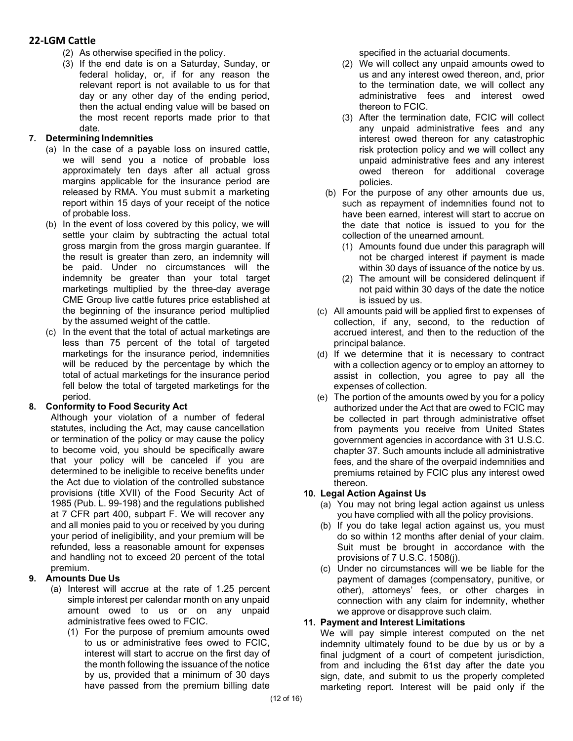(2) As otherwise specified in the policy.

(3) If the end date is on a Saturday, Sunday, or federal holiday, or, if for any reason the relevant report is not available to us for that day or any other day of the ending period, then the actual ending value will be based on the most recent reports made prior to that date.

**7. Determining Indemnities**

(a) In the case of a payable loss on insured cattle, we will send you a notice of probable loss approximately ten days after all actual gross margins applicable for the insurance period are released by RMA. You must submit a marketing report within 15 days of your receipt of the notice of probable loss.

(b) In the event of loss covered by this policy, we will settle your claim by subtracting the actual total gross margin from the gross margin guarantee. If the result is greater than zero, an indemnity will be paid. Under no circumstances will the indemnity be greater than your total target marketings multiplied by the three-day average CME Group live cattle futures price established at the beginning of the insurance period multiplied by the assumed weight of the cattle.

(c) In the event that the total of actual marketings are less than 75 percent of the total of targeted marketings for the insurance period, indemnities will be reduced by the percentage by which the total of actual marketings for the insurance period fell below the total of targeted marketings for the period.

**8. Conformity to Food Security Act**

Although your violation of a number of federal statutes, including the Act, may cause cancellation or termination of the policy or may cause the policy to become void, you should be specifically aware that your policy will be canceled if you are determined to be ineligible to receive benefits under the Act due to violation of the controlled substance provisions (title XVII) of the Food Security Act of 1985 (Pub. L. 99-198) and the regulations published at 7 CFR part 400, subpart F. We will recover any and all monies paid to you or received by you during your period of ineligibility, and your premium will be refunded, less a reasonable amount for expenses and handling not to exceed 20 percent of the total premium.

**9. Amounts Due Us**

(a) Interest will accrue at the rate of 1.25 percent simple interest per calendar month on any unpaid amount owed to us or on any unpaid administrative fees owed to FCIC.

(1) For the purpose of premium amounts owed to us or administrative fees owed to FCIC, interest will start to accrue on the first day of the month following the issuance of the notice by us, provided that a minimum of 30 days have passed from the premium billing date specified in the actuarial documents.

(2) We will collect any unpaid amounts owed to us and any interest owed thereon, and, prior to the termination date, we will collect any administrative fees and interest owed thereon to FCIC.

(3) After the termination date, FCIC will collect any unpaid administrative fees and any interest owed thereon for any catastrophic risk protection policy and we will collect any unpaid administrative fees and any interest owed thereon for additional coverage policies.

(b) For the purpose of any other amounts due us, such as repayment of indemnities found not to have been earned, interest will start to accrue on the date that notice is issued to you for the collection of the unearned amount.

(1) Amounts found due under this paragraph will not be charged interest if payment is made within 30 days of issuance of the notice by us.

(2) The amount will be considered delinquent if not paid within 30 days of the date the notice is issued by us.

(c) All amounts paid will be applied first to expenses of collection, if any, second, to the reduction of accrued interest, and then to the reduction of the principal balance.

(d) If we determine that it is necessary to contract with a collection agency or to employ an attorney to assist in collection, you agree to pay all the expenses of collection.

(e) The portion of the amounts owed by you for a policy authorized under the Act that are owed to FCIC may be collected in part through administrative offset from payments you receive from United States government agencies in accordance with 31 U.S.C. chapter 37. Such amounts include all administrative fees, and the share of the overpaid indemnities and premiums retained by FCIC plus any interest owed thereon.

**10. Legal Action Against Us**

(a) You may not bring legal action against us unless you have complied with all the policy provisions.

(b) If you do take legal action against us, you must do so within 12 months after denial of your claim. Suit must be brought in accordance with the provisions of 7 U.S.C. 1508(j).

(c) Under no circumstances will we be liable for the payment of damages (compensatory, punitive, or other), attorneys' fees, or other charges in connection with any claim for indemnity, whether we approve or disapprove such claim.

**11. Payment and Interest Limitations**

We will pay simple interest computed on the net indemnity ultimately found to be due by us or by a final judgment of a court of competent jurisdiction, from and including the 61st day after the date you sign, date, and submit to us the properly completed marketing report. Interest will be paid only if the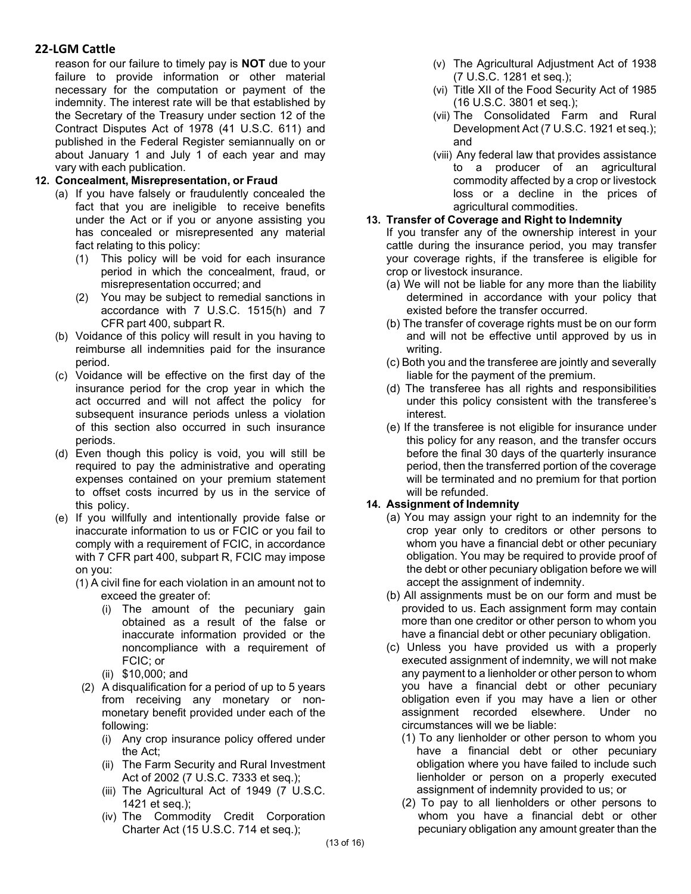reason for our failure to timely pay is **NOT** due to your failure to provide information or other material necessary for the computation or payment of the indemnity. The interest rate will be that established by the Secretary of the Treasury under section 12 of the Contract Disputes Act of 1978 (41 U.S.C. 611) and published in the Federal Register semiannually on or about January 1 and July 1 of each year and may vary with each publication.

**12. Concealment, Misrepresentation, or Fraud**

(a) If you have falsely or fraudulently concealed the fact that you are ineligible to receive benefits under the Act or if you or anyone assisting you has concealed or misrepresented any material fact relating to this policy:

(1) This policy will be void for each insurance period in which the concealment, fraud, or misrepresentation occurred; and

(2) You may be subject to remedial sanctions in accordance with 7 U.S.C. 1515(h) and 7 CFR part 400, subpart R.

(b) Voidance of this policy will result in you having to reimburse all indemnities paid for the insurance period.

(c) Voidance will be effective on the first day of the insurance period for the crop year in which the act occurred and will not affect the policy for subsequent insurance periods unless a violation of this section also occurred in such insurance periods.

(d) Even though this policy is void, you will still be required to pay the administrative and operating expenses contained on your premium statement to offset costs incurred by us in the service of this policy.

(e) If you willfully and intentionally provide false or inaccurate information to us or FCIC or you fail to comply with a requirement of FCIC, in accordance with 7 CFR part 400, subpart R, FCIC may impose on you:

(1) A civil fine for each violation in an amount not to exceed the greater of:

(i) The amount of the pecuniary gain obtained as a result of the false or inaccurate information provided or the noncompliance with a requirement of FCIC; or

(ii) $10,000; and

(2) A disqualification for a period of up to 5 years from receiving any monetary or non-monetary benefit provided under each of the following:

(i) Any crop insurance policy offered under the Act;

(ii) The Farm Security and Rural Investment Act of 2002 (7 U.S.C. 7333 et seq.);

(iii) The Agricultural Act of 1949 (7 U.S.C. 1421 et seq.);

(iv) The Commodity Credit Corporation Charter Act (15 U.S.C. 714 et seq.);

(v) The Agricultural Adjustment Act of 1938 (7 U.S.C. 1281 et seq.);

(vi) Title XII of the Food Security Act of 1985 (16 U.S.C. 3801 et seq.);

(vii) The Consolidated Farm and Rural Development Act (7 U.S.C. 1921 et seq.); and

(viii) Any federal law that provides assistance to a producer of an agricultural commodity affected by a crop or livestock loss or a decline in the prices of agricultural commodities.

**13. Transfer of Coverage and Right to Indemnity**

If you transfer any of the ownership interest in your cattle during the insurance period, you may transfer your coverage rights, if the transferee is eligible for crop or livestock insurance.

(a) We will not be liable for any more than the liability determined in accordance with your policy that existed before the transfer occurred.

(b) The transfer of coverage rights must be on our form and will not be effective until approved by us in writing.

(c) Both you and the transferee are jointly and severally liable for the payment of the premium.

(d) The transferee has all rights and responsibilities under this policy consistent with the transferee's interest.

(e) If the transferee is not eligible for insurance under this policy for any reason, and the transfer occurs before the final 30 days of the quarterly insurance period, then the transferred portion of the coverage will be terminated and no premium for that portion will be refunded.

**14. Assignment of Indemnity**

(a) You may assign your right to an indemnity for the crop year only to creditors or other persons to whom you have a financial debt or other pecuniary obligation. You may be required to provide proof of the debt or other pecuniary obligation before we will accept the assignment of indemnity.

(b) All assignments must be on our form and must be provided to us. Each assignment form may contain more than one creditor or other person to whom you have a financial debt or other pecuniary obligation.

(c) Unless you have provided us with a properly executed assignment of indemnity, we will not make any payment to a lienholder or other person to whom you have a financial debt or other pecuniary obligation even if you may have a lien or other assignment recorded elsewhere. Under no circumstances will we be liable:

(1) To any lienholder or other person to whom you have a financial debt or other pecuniary obligation where you have failed to include such lienholder or person on a properly executed assignment of indemnity provided to us; or

(2) To pay to all lienholders or other persons to whom you have a financial debt or other pecuniary obligation any amount greater than the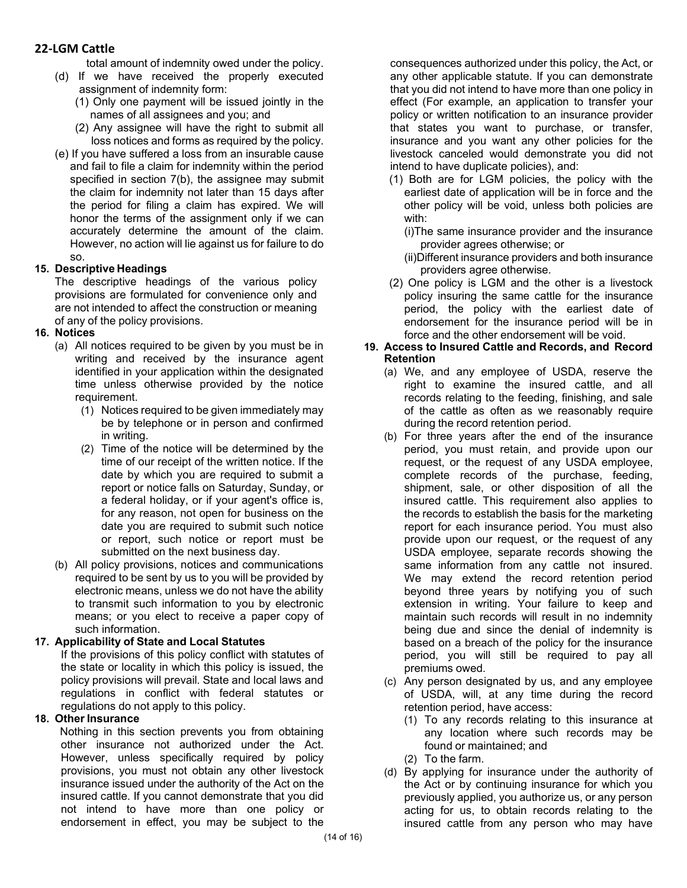total amount of indemnity owed under the policy.

(d) If we have received the properly executed assignment of indemnity form:

(1) Only one payment will be issued jointly in the names of all assignees and you; and

(2) Any assignee will have the right to submit all loss notices and forms as required by the policy.

(e) If you have suffered a loss from an insurable cause and fail to file a claim for indemnity within the period specified in section 7(b), the assignee may submit the claim for indemnity not later than 15 days after the period for filing a claim has expired. We will honor the terms of the assignment only if we can accurately determine the amount of the claim. However, no action will lie against us for failure to do so.

**15. Descriptive Headings**

The descriptive headings of the various policy provisions are formulated for convenience only and are not intended to affect the construction or meaning of any of the policy provisions.

**16. Notices**

(a) All notices required to be given by you must be in writing and received by the insurance agent identified in your application within the designated time unless otherwise provided by the notice requirement.

(1) Notices required to be given immediately may be by telephone or in person and confirmed in writing.

(2) Time of the notice will be determined by the time of our receipt of the written notice. If the date by which you are required to submit a report or notice falls on Saturday, Sunday, or a federal holiday, or if your agent's office is, for any reason, not open for business on the date you are required to submit such notice or report, such notice or report must be submitted on the next business day.

(b) All policy provisions, notices and communications required to be sent by us to you will be provided by electronic means, unless we do not have the ability to transmit such information to you by electronic means; or you elect to receive a paper copy of such information.

**17. Applicability of State and Local Statutes**

If the provisions of this policy conflict with statutes of the state or locality in which this policy is issued, the policy provisions will prevail. State and local laws and regulations in conflict with federal statutes or regulations do not apply to this policy.

**18. Other Insurance**

Nothing in this section prevents you from obtaining other insurance not authorized under the Act. However, unless specifically required by policy provisions, you must not obtain any other livestock insurance issued under the authority of the Act on the insured cattle. If you cannot demonstrate that you did not intend to have more than one policy or endorsement in effect, you may be subject to the consequences authorized under this policy, the Act, or any other applicable statute. If you can demonstrate that you did not intend to have more than one policy in effect (For example, an application to transfer your policy or written notification to an insurance provider that states you want to purchase, or transfer, insurance and you want any other policies for the livestock canceled would demonstrate you did not intend to have duplicate policies), and:

(1) Both are for LGM policies, the policy with the earliest date of application will be in force and the other policy will be void, unless both policies are with:

(i) The same insurance provider and the insurance provider agrees otherwise; or

(ii) Different insurance providers and both insurance providers agree otherwise.

(2) One policy is LGM and the other is a livestock policy insuring the same cattle for the insurance period, the policy with the earliest date of endorsement for the insurance period will be in force and the other endorsement will be void.

**19. Access to Insured Cattle and Records, and Record Retention**

(a) We, and any employee of USDA, reserve the right to examine the insured cattle, and all records relating to the feeding, finishing, and sale of the cattle as often as we reasonably require during the record retention period.

(b) For three years after the end of the insurance period, you must retain, and provide upon our request, or the request of any USDA employee, complete records of the purchase, feeding, shipment, sale, or other disposition of all the insured cattle. This requirement also applies to the records to establish the basis for the marketing report for each insurance period. You must also provide upon our request, or the request of any USDA employee, separate records showing the same information from any cattle not insured. We may extend the record retention period beyond three years by notifying you of such extension in writing. Your failure to keep and maintain such records will result in no indemnity being due and since the denial of indemnity is based on a breach of the policy for the insurance period, you will still be required to pay all premiums owed.

(c) Any person designated by us, and any employee of USDA, will, at any time during the record retention period, have access:

(1) To any records relating to this insurance at any location where such records may be found or maintained; and

(2) To the farm.

(d) By applying for insurance under the authority of the Act or by continuing insurance for which you previously applied, you authorize us, or any person acting for us, to obtain records relating to the insured cattle from any person who may have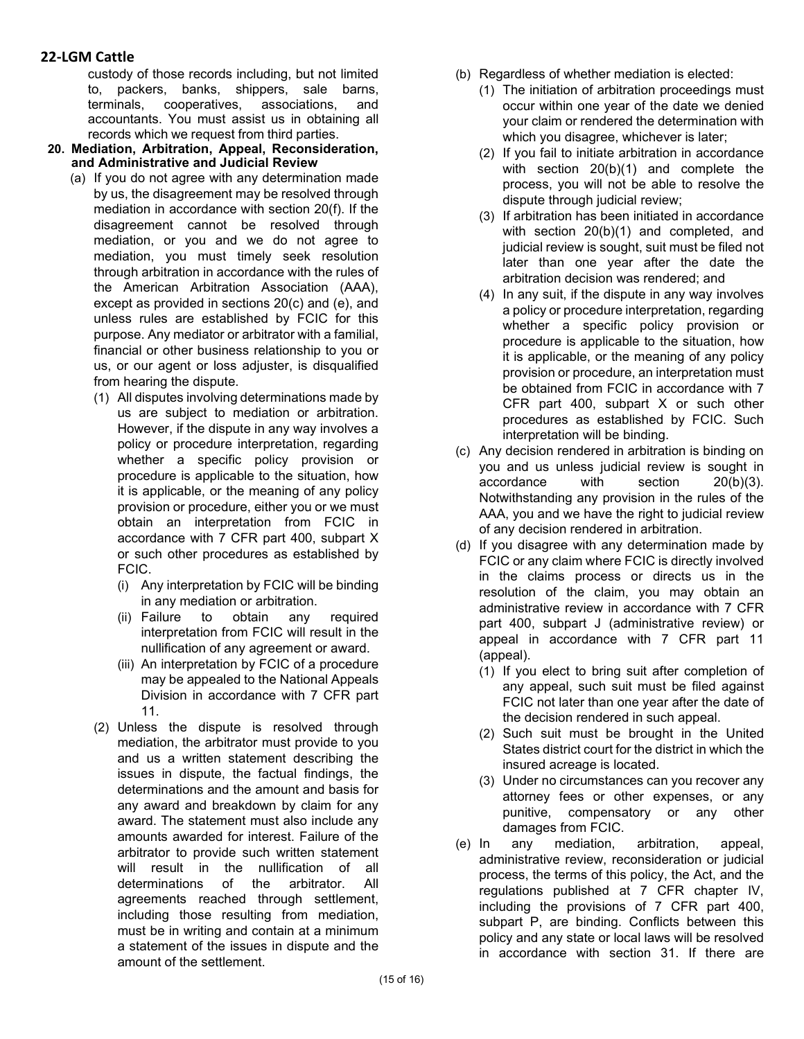custody of those records including, but not limited to, packers, banks, shippers, sale barns, terminals, cooperatives, associations, and accountants. You must assist us in obtaining all records which we request from third parties.

**20. Mediation, Arbitration, Appeal, Reconsideration, and Administrative and Judicial Review**

(a) If you do not agree with any determination made by us, the disagreement may be resolved through mediation in accordance with section 20(f). If the disagreement cannot be resolved through mediation, or you and we do not agree to mediation, you must timely seek resolution through arbitration in accordance with the rules of the American Arbitration Association (AAA), except as provided in sections 20(c) and (e), and unless rules are established by FCIC for this purpose. Any mediator or arbitrator with a familial, financial or other business relationship to you or us, or our agent or loss adjuster, is disqualified from hearing the dispute.

(1) All disputes involving determinations made by us are subject to mediation or arbitration. However, if the dispute in any way involves a policy or procedure interpretation, regarding whether a specific policy provision or procedure is applicable to the situation, how it is applicable, or the meaning of any policy provision or procedure, either you or we must obtain an interpretation from FCIC in accordance with 7 CFR part 400, subpart X or such other procedures as established by FCIC.

(i) Any interpretation by FCIC will be binding in any mediation or arbitration.

(ii) Failure to obtain any required interpretation from FCIC will result in the nullification of any agreement or award.

(iii) An interpretation by FCIC of a procedure may be appealed to the National Appeals Division in accordance with 7 CFR part 11.

(2) Unless the dispute is resolved through mediation, the arbitrator must provide to you and us a written statement describing the issues in dispute, the factual findings, the determinations and the amount and basis for any award and breakdown by claim for any award. The statement must also include any amounts awarded for interest. Failure of the arbitrator to provide such written statement will result in the nullification of all determinations of the arbitrator. All agreements reached through settlement, including those resulting from mediation, must be in writing and contain at a minimum a statement of the issues in dispute and the amount of the settlement.

(b) Regardless of whether mediation is elected:

(1) The initiation of arbitration proceedings must occur within one year of the date we denied your claim or rendered the determination with which you disagree, whichever is later;

(2) If you fail to initiate arbitration in accordance with section 20(b)(1) and complete the process, you will not be able to resolve the dispute through judicial review;

(3) If arbitration has been initiated in accordance with section 20(b)(1) and completed, and judicial review is sought, suit must be filed not later than one year after the date the arbitration decision was rendered; and

(4) In any suit, if the dispute in any way involves a policy or procedure interpretation, regarding whether a specific policy provision or procedure is applicable to the situation, how it is applicable, or the meaning of any policy provision or procedure, an interpretation must be obtained from FCIC in accordance with 7 CFR part 400, subpart X or such other procedures as established by FCIC. Such interpretation will be binding.

(c) Any decision rendered in arbitration is binding on you and us unless judicial review is sought in accordance with section 20(b)(3). Notwithstanding any provision in the rules of the AAA, you and we have the right to judicial review of any decision rendered in arbitration.

(d) If you disagree with any determination made by FCIC or any claim where FCIC is directly involved in the claims process or directs us in the resolution of the claim, you may obtain an administrative review in accordance with 7 CFR part 400, subpart J (administrative review) or appeal in accordance with 7 CFR part 11 (appeal).

(1) If you elect to bring suit after completion of any appeal, such suit must be filed against FCIC not later than one year after the date of the decision rendered in such appeal.

(2) Such suit must be brought in the United States district court for the district in which the insured acreage is located.

(3) Under no circumstances can you recover any attorney fees or other expenses, or any punitive, compensatory or any other damages from FCIC.

(e) In any mediation, arbitration, appeal, administrative review, reconsideration or judicial process, the terms of this policy, the Act, and the regulations published at 7 CFR chapter IV, including the provisions of 7 CFR part 400, subpart P, are binding. Conflicts between this policy and any state or local laws will be resolved in accordance with section 31. If there are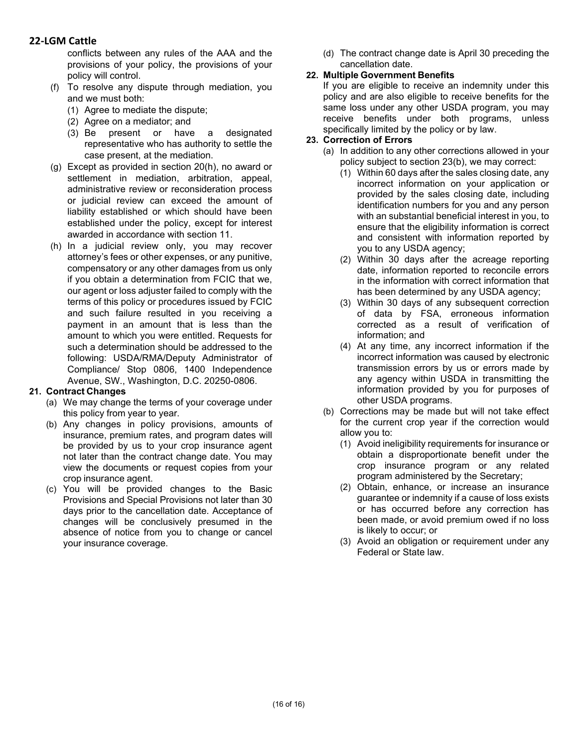conflicts between any rules of the AAA and the provisions of your policy, the provisions of your policy will control.

(f) To resolve any dispute through mediation, you and we must both:

(1) Agree to mediate the dispute;

(2) Agree on a mediator; and

(3) Be present or have a designated representative who has authority to settle the case present, at the mediation.

(g) Except as provided in section 20(h), no award or settlement in mediation, arbitration, appeal, administrative review or reconsideration process or judicial review can exceed the amount of liability established or which should have been established under the policy, except for interest awarded in accordance with section 11.

(h) In a judicial review only, you may recover attorney's fees or other expenses, or any punitive, compensatory or any other damages from us only if you obtain a determination from FCIC that we, our agent or loss adjuster failed to comply with the terms of this policy or procedures issued by FCIC and such failure resulted in you receiving a payment in an amount that is less than the amount to which you were entitled. Requests for such a determination should be addressed to the following: USDA/RMA/Deputy Administrator of Compliance/ Stop 0806, 1400 Independence Avenue, SW., Washington, D.C. 20250-0806.

**21. Contract Changes**

(a) We may change the terms of your coverage under this policy from year to year.

(b) Any changes in policy provisions, amounts of insurance, premium rates, and program dates will be provided by us to your crop insurance agent not later than the contract change date. You may view the documents or request copies from your crop insurance agent.

(c) You will be provided changes to the Basic Provisions and Special Provisions not later than 30 days prior to the cancellation date. Acceptance of changes will be conclusively presumed in the absence of notice from you to change or cancel your insurance coverage.

(d) The contract change date is April 30 preceding the cancellation date.

**22. Multiple Government Benefits**

If you are eligible to receive an indemnity under this policy and are also eligible to receive benefits for the same loss under any other USDA program, you may receive benefits under both programs, unless specifically limited by the policy or by law.

**23. Correction of Errors**

(a) In addition to any other corrections allowed in your policy subject to section 23(b), we may correct:

(1) Within 60 days after the sales closing date, any incorrect information on your application or provided by the sales closing date, including identification numbers for you and any person with an substantial beneficial interest in you, to ensure that the eligibility information is correct and consistent with information reported by you to any USDA agency;

(2) Within 30 days after the acreage reporting date, information reported to reconcile errors in the information with correct information that has been determined by any USDA agency;

(3) Within 30 days of any subsequent correction of data by FSA, erroneous information corrected as a result of verification of information; and

(4) At any time, any incorrect information if the incorrect information was caused by electronic transmission errors by us or errors made by any agency within USDA in transmitting the information provided by you for purposes of other USDA programs.

(b) Corrections may be made but will not take effect for the current crop year if the correction would allow you to:

(1) Avoid ineligibility requirements for insurance or obtain a disproportionate benefit under the crop insurance program or any related program administered by the Secretary;

(2) Obtain, enhance, or increase an insurance guarantee or indemnity if a cause of loss exists or has occurred before any correction has been made, or avoid premium owed if no loss is likely to occur; or

(3) Avoid an obligation or requirement under any Federal or State law.